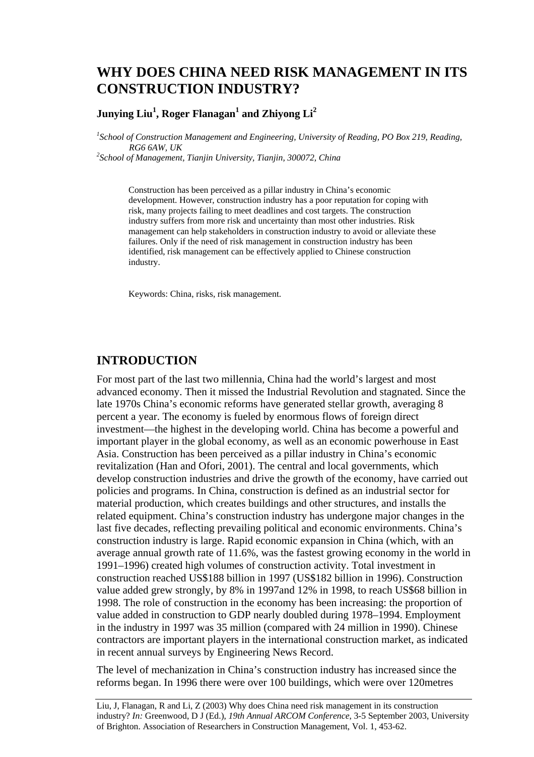# WHY DOES CHINA NEED RISK MANAGEMENT IN ITS CONSTRUCTION INDUSTRY?

**Junying Liu[1], Roger Flanagan[1] and Zhiyong Li[2]**

[1]*School of Construction Management and Engineering, University of Reading, PO Box 219, Reading, RG6 6AW, UK*
[2]*School of Management, Tianjin University, Tianjin, 300072, China*

Construction has been perceived as a pillar industry in China's economic development. However, construction industry has a poor reputation for coping with risk, many projects failing to meet deadlines and cost targets. The construction industry suffers from more risk and uncertainty than most other industries. Risk management can help stakeholders in construction industry to avoid or alleviate these failures. Only if the need of risk management in construction industry has been identified, risk management can be effectively applied to Chinese construction industry.

Keywords: China, risks, risk management.

## INTRODUCTION

For most part of the last two millennia, China had the world's largest and most advanced economy. Then it missed the Industrial Revolution and stagnated. Since the late 1970s China's economic reforms have generated stellar growth, averaging 8 percent a year. The economy is fueled by enormous flows of foreign direct investment—the highest in the developing world. China has become a powerful and important player in the global economy, as well as an economic powerhouse in East Asia. Construction has been perceived as a pillar industry in China's economic revitalization (Han and Ofori, 2001). The central and local governments, which develop construction industries and drive the growth of the economy, have carried out policies and programs. In China, construction is defined as an industrial sector for material production, which creates buildings and other structures, and installs the related equipment. China's construction industry has undergone major changes in the last five decades, reflecting prevailing political and economic environments. China's construction industry is large. Rapid economic expansion in China (which, with an average annual growth rate of 11.6%, was the fastest growing economy in the world in 1991–1996) created high volumes of construction activity. Total investment in construction reached US$188 billion in 1997 (US$182 billion in 1996). Construction value added grew strongly, by 8% in 1997and 12% in 1998, to reach US$68 billion in 1998. The role of construction in the economy has been increasing: the proportion of value added in construction to GDP nearly doubled during 1978–1994. Employment in the industry in 1997 was 35 million (compared with 24 million in 1990). Chinese contractors are important players in the international construction market, as indicated in recent annual surveys by Engineering News Record.

The level of mechanization in China's construction industry has increased since the reforms began. In 1996 there were over 100 buildings, which were over 120metres

Liu, J, Flanagan, R and Li, Z (2003) Why does China need risk management in its construction industry? *In:* Greenwood, D J (Ed.), *19th Annual ARCOM Conference*, 3-5 September 2003, University of Brighton. Association of Researchers in Construction Management, Vol. 1, 453-62.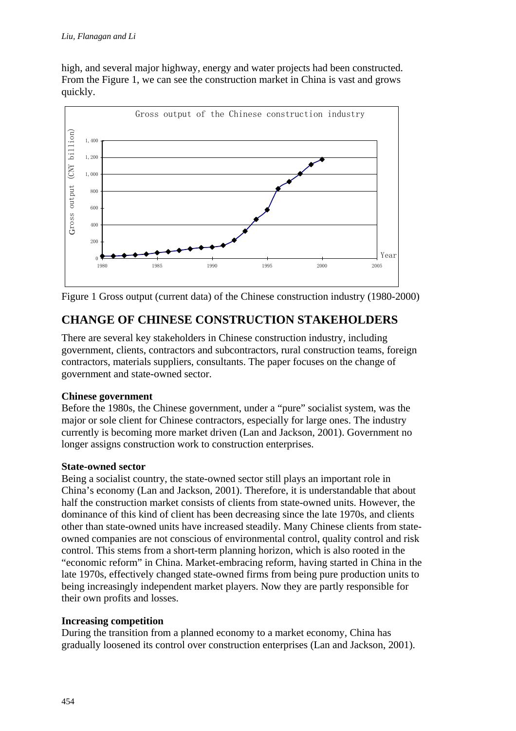high, and several major highway, energy and water projects had been constructed. From the Figure 1, we can see the construction market in China is vast and grows quickly.

Figure 1 Gross output (current data) of the Chinese construction industry (1980-2000)

## CHANGE OF CHINESE CONSTRUCTION STAKEHOLDERS

There are several key stakeholders in Chinese construction industry, including government, clients, contractors and subcontractors, rural construction teams, foreign contractors, materials suppliers, consultants. The paper focuses on the change of government and state-owned sector.

**Chinese government**

Before the 1980s, the Chinese government, under a "pure" socialist system, was the major or sole client for Chinese contractors, especially for large ones. The industry currently is becoming more market driven (Lan and Jackson, 2001). Government no longer assigns construction work to construction enterprises.

**State-owned sector**

Being a socialist country, the state-owned sector still plays an important role in China's economy (Lan and Jackson, 2001). Therefore, it is understandable that about half the construction market consists of clients from state-owned units. However, the dominance of this kind of client has been decreasing since the late 1970s, and clients other than state-owned units have increased steadily. Many Chinese clients from state-owned companies are not conscious of environmental control, quality control and risk control. This stems from a short-term planning horizon, which is also rooted in the "economic reform" in China. Market-embracing reform, having started in China in the late 1970s, effectively changed state-owned firms from being pure production units to being increasingly independent market players. Now they are partly responsible for their own profits and losses.

**Increasing competition**

During the transition from a planned economy to a market economy, China has gradually loosened its control over construction enterprises (Lan and Jackson, 2001).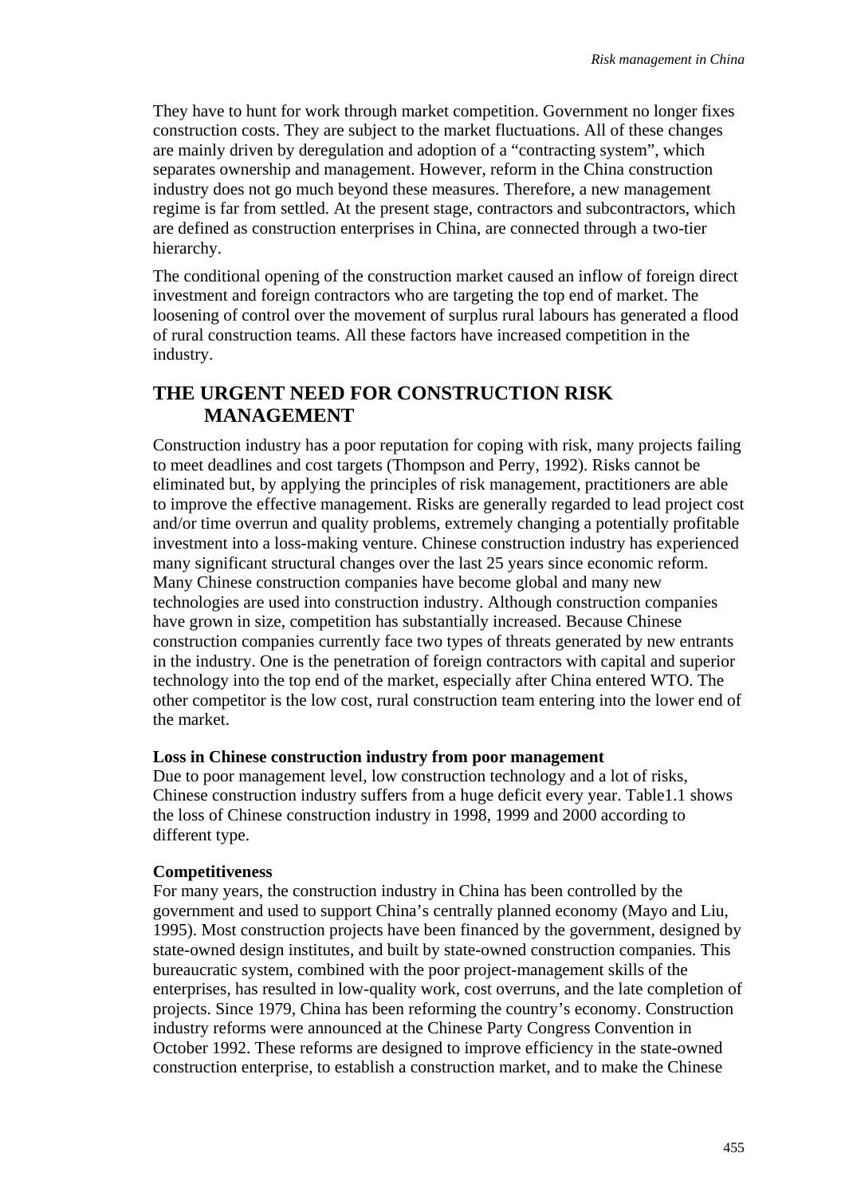They have to hunt for work through market competition. Government no longer fixes construction costs. They are subject to the market fluctuations. All of these changes are mainly driven by deregulation and adoption of a "contracting system", which separates ownership and management. However, reform in the China construction industry does not go much beyond these measures. Therefore, a new management regime is far from settled. At the present stage, contractors and subcontractors, which are defined as construction enterprises in China, are connected through a two-tier hierarchy.

The conditional opening of the construction market caused an inflow of foreign direct investment and foreign contractors who are targeting the top end of market. The loosening of control over the movement of surplus rural labours has generated a flood of rural construction teams. All these factors have increased competition in the industry.

## THE URGENT NEED FOR CONSTRUCTION RISK MANAGEMENT

Construction industry has a poor reputation for coping with risk, many projects failing to meet deadlines and cost targets (Thompson and Perry, 1992). Risks cannot be eliminated but, by applying the principles of risk management, practitioners are able to improve the effective management. Risks are generally regarded to lead project cost and/or time overrun and quality problems, extremely changing a potentially profitable investment into a loss-making venture. Chinese construction industry has experienced many significant structural changes over the last 25 years since economic reform. Many Chinese construction companies have become global and many new technologies are used into construction industry. Although construction companies have grown in size, competition has substantially increased. Because Chinese construction companies currently face two types of threats generated by new entrants in the industry. One is the penetration of foreign contractors with capital and superior technology into the top end of the market, especially after China entered WTO. The other competitor is the low cost, rural construction team entering into the lower end of the market.

**Loss in Chinese construction industry from poor management**

Due to poor management level, low construction technology and a lot of risks, Chinese construction industry suffers from a huge deficit every year. Table1.1 shows the loss of Chinese construction industry in 1998, 1999 and 2000 according to different type.

**Competitiveness**

For many years, the construction industry in China has been controlled by the government and used to support China's centrally planned economy (Mayo and Liu, 1995). Most construction projects have been financed by the government, designed by state-owned design institutes, and built by state-owned construction companies. This bureaucratic system, combined with the poor project-management skills of the enterprises, has resulted in low-quality work, cost overruns, and the late completion of projects. Since 1979, China has been reforming the country's economy. Construction industry reforms were announced at the Chinese Party Congress Convention in October 1992. These reforms are designed to improve efficiency in the state-owned construction enterprise, to establish a construction market, and to make the Chinese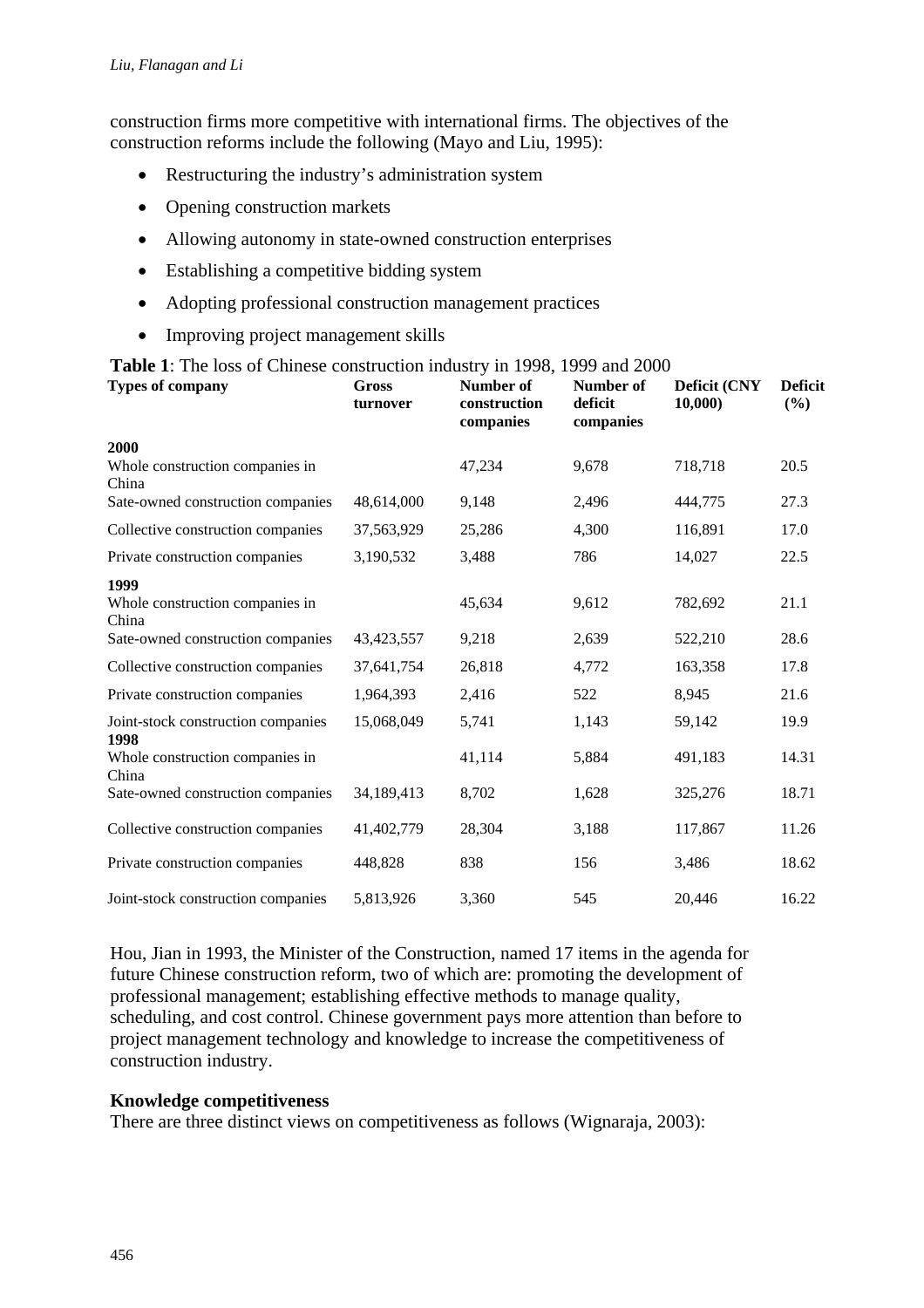construction firms more competitive with international firms. The objectives of the construction reforms include the following (Mayo and Liu, 1995):

- Restructuring the industry's administration system
- Opening construction markets
- Allowing autonomy in state-owned construction enterprises
- Establishing a competitive bidding system
- Adopting professional construction management practices
- Improving project management skills

**Table 1**: The loss of Chinese construction industry in 1998, 1999 and 2000

| Types of company | Gross turnover | Number of construction companies | Number of deficit companies | Deficit (CNY 10,000) | Deficit (%) |
|---|---|---|---|---|---|
| **2000** | | | | | |
| Whole construction companies in China | | 47,234 | 9,678 | 718,718 | 20.5 |
| Sate-owned construction companies | 48,614,000 | 9,148 | 2,496 | 444,775 | 27.3 |
| Collective construction companies | 37,563,929 | 25,286 | 4,300 | 116,891 | 17.0 |
| Private construction companies | 3,190,532 | 3,488 | 786 | 14,027 | 22.5 |
| **1999** | | | | | |
| Whole construction companies in China | | 45,634 | 9,612 | 782,692 | 21.1 |
| Sate-owned construction companies | 43,423,557 | 9,218 | 2,639 | 522,210 | 28.6 |
| Collective construction companies | 37,641,754 | 26,818 | 4,772 | 163,358 | 17.8 |
| Private construction companies | 1,964,393 | 2,416 | 522 | 8,945 | 21.6 |
| Joint-stock construction companies | 15,068,049 | 5,741 | 1,143 | 59,142 | 19.9 |
| **1998** | | | | | |
| Whole construction companies in China | | 41,114 | 5,884 | 491,183 | 14.31 |
| Sate-owned construction companies | 34,189,413 | 8,702 | 1,628 | 325,276 | 18.71 |
| Collective construction companies | 41,402,779 | 28,304 | 3,188 | 117,867 | 11.26 |
| Private construction companies | 448,828 | 838 | 156 | 3,486 | 18.62 |
| Joint-stock construction companies | 5,813,926 | 3,360 | 545 | 20,446 | 16.22 |

Hou, Jian in 1993, the Minister of the Construction, named 17 items in the agenda for future Chinese construction reform, two of which are: promoting the development of professional management; establishing effective methods to manage quality, scheduling, and cost control. Chinese government pays more attention than before to project management technology and knowledge to increase the competitiveness of construction industry.

**Knowledge competitiveness**

There are three distinct views on competitiveness as follows (Wignaraja, 2003):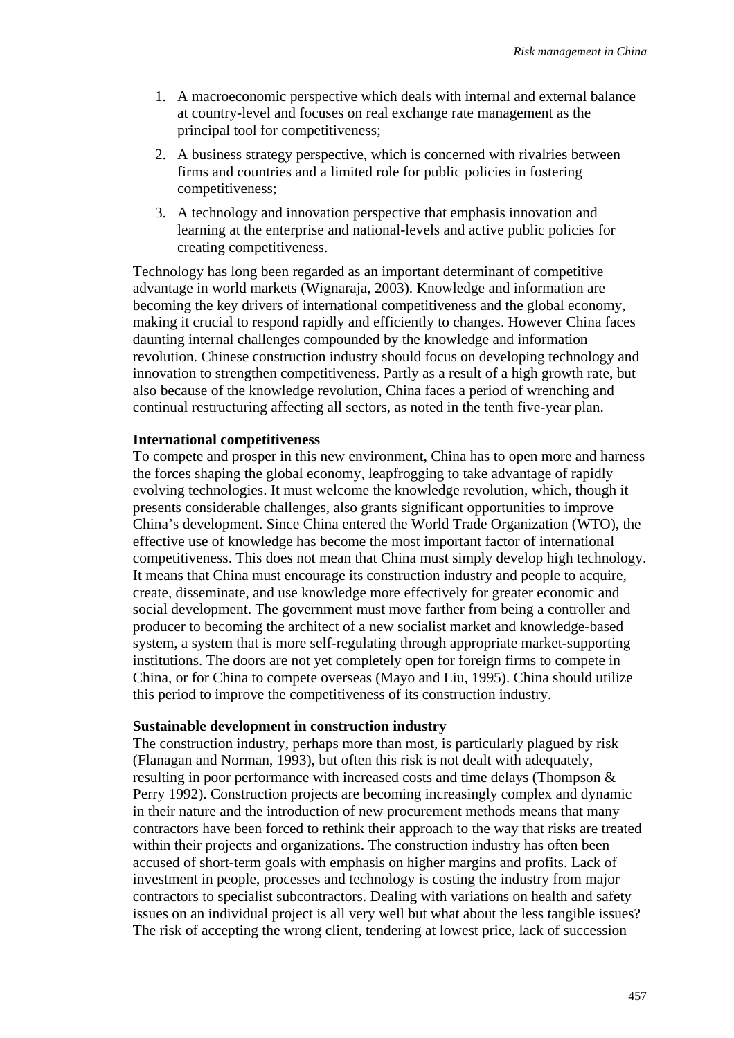1. A macroeconomic perspective which deals with internal and external balance at country-level and focuses on real exchange rate management as the principal tool for competitiveness;
2. A business strategy perspective, which is concerned with rivalries between firms and countries and a limited role for public policies in fostering competitiveness;
3. A technology and innovation perspective that emphasis innovation and learning at the enterprise and national-levels and active public policies for creating competitiveness.

Technology has long been regarded as an important determinant of competitive advantage in world markets (Wignaraja, 2003). Knowledge and information are becoming the key drivers of international competitiveness and the global economy, making it crucial to respond rapidly and efficiently to changes. However China faces daunting internal challenges compounded by the knowledge and information revolution. Chinese construction industry should focus on developing technology and innovation to strengthen competitiveness. Partly as a result of a high growth rate, but also because of the knowledge revolution, China faces a period of wrenching and continual restructuring affecting all sectors, as noted in the tenth five-year plan.

**International competitiveness**

To compete and prosper in this new environment, China has to open more and harness the forces shaping the global economy, leapfrogging to take advantage of rapidly evolving technologies. It must welcome the knowledge revolution, which, though it presents considerable challenges, also grants significant opportunities to improve China's development. Since China entered the World Trade Organization (WTO), the effective use of knowledge has become the most important factor of international competitiveness. This does not mean that China must simply develop high technology. It means that China must encourage its construction industry and people to acquire, create, disseminate, and use knowledge more effectively for greater economic and social development. The government must move farther from being a controller and producer to becoming the architect of a new socialist market and knowledge-based system, a system that is more self-regulating through appropriate market-supporting institutions. The doors are not yet completely open for foreign firms to compete in China, or for China to compete overseas (Mayo and Liu, 1995). China should utilize this period to improve the competitiveness of its construction industry.

**Sustainable development in construction industry**

The construction industry, perhaps more than most, is particularly plagued by risk (Flanagan and Norman, 1993), but often this risk is not dealt with adequately, resulting in poor performance with increased costs and time delays (Thompson & Perry 1992). Construction projects are becoming increasingly complex and dynamic in their nature and the introduction of new procurement methods means that many contractors have been forced to rethink their approach to the way that risks are treated within their projects and organizations. The construction industry has often been accused of short-term goals with emphasis on higher margins and profits. Lack of investment in people, processes and technology is costing the industry from major contractors to specialist subcontractors. Dealing with variations on health and safety issues on an individual project is all very well but what about the less tangible issues? The risk of accepting the wrong client, tendering at lowest price, lack of succession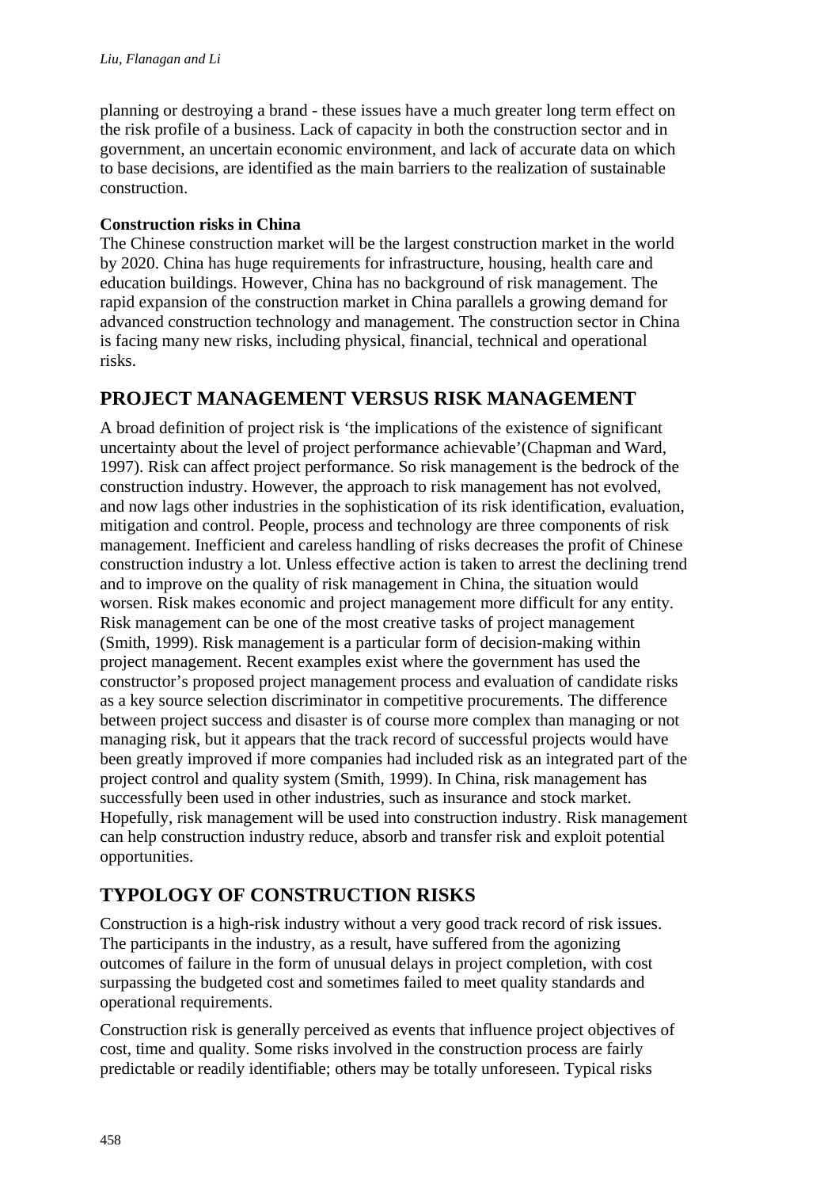planning or destroying a brand - these issues have a much greater long term effect on the risk profile of a business. Lack of capacity in both the construction sector and in government, an uncertain economic environment, and lack of accurate data on which to base decisions, are identified as the main barriers to the realization of sustainable construction.

**Construction risks in China**

The Chinese construction market will be the largest construction market in the world by 2020. China has huge requirements for infrastructure, housing, health care and education buildings. However, China has no background of risk management. The rapid expansion of the construction market in China parallels a growing demand for advanced construction technology and management. The construction sector in China is facing many new risks, including physical, financial, technical and operational risks.

## PROJECT MANAGEMENT VERSUS RISK MANAGEMENT

A broad definition of project risk is 'the implications of the existence of significant uncertainty about the level of project performance achievable'(Chapman and Ward, 1997). Risk can affect project performance. So risk management is the bedrock of the construction industry. However, the approach to risk management has not evolved, and now lags other industries in the sophistication of its risk identification, evaluation, mitigation and control. People, process and technology are three components of risk management. Inefficient and careless handling of risks decreases the profit of Chinese construction industry a lot. Unless effective action is taken to arrest the declining trend and to improve on the quality of risk management in China, the situation would worsen. Risk makes economic and project management more difficult for any entity. Risk management can be one of the most creative tasks of project management (Smith, 1999). Risk management is a particular form of decision-making within project management. Recent examples exist where the government has used the constructor's proposed project management process and evaluation of candidate risks as a key source selection discriminator in competitive procurements. The difference between project success and disaster is of course more complex than managing or not managing risk, but it appears that the track record of successful projects would have been greatly improved if more companies had included risk as an integrated part of the project control and quality system (Smith, 1999). In China, risk management has successfully been used in other industries, such as insurance and stock market. Hopefully, risk management will be used into construction industry. Risk management can help construction industry reduce, absorb and transfer risk and exploit potential opportunities.

## TYPOLOGY OF CONSTRUCTION RISKS

Construction is a high-risk industry without a very good track record of risk issues. The participants in the industry, as a result, have suffered from the agonizing outcomes of failure in the form of unusual delays in project completion, with cost surpassing the budgeted cost and sometimes failed to meet quality standards and operational requirements.

Construction risk is generally perceived as events that influence project objectives of cost, time and quality. Some risks involved in the construction process are fairly predictable or readily identifiable; others may be totally unforeseen. Typical risks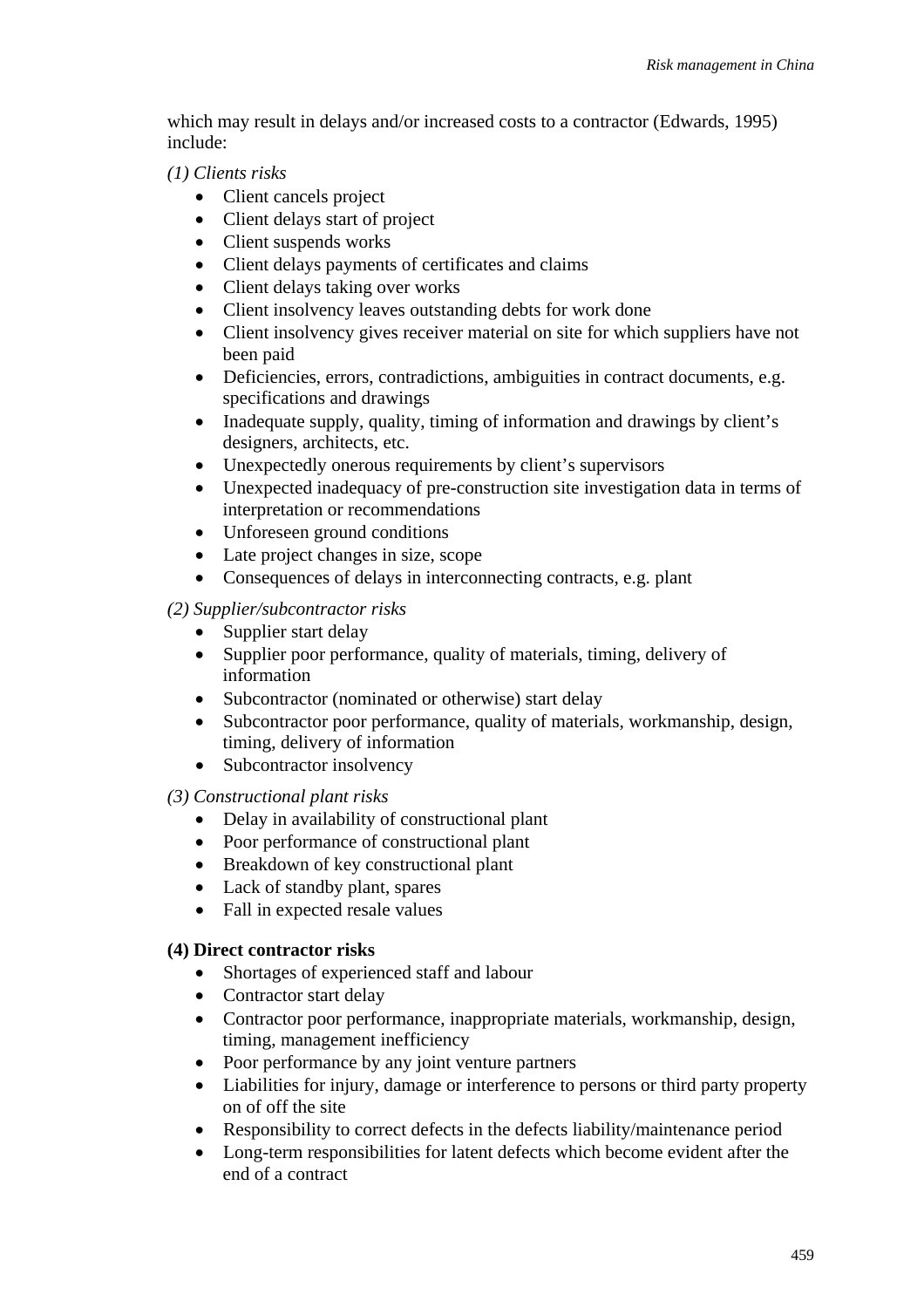which may result in delays and/or increased costs to a contractor (Edwards, 1995) include:

*(1) Clients risks*

- Client cancels project
- Client delays start of project
- Client suspends works
- Client delays payments of certificates and claims
- Client delays taking over works
- Client insolvency leaves outstanding debts for work done
- Client insolvency gives receiver material on site for which suppliers have not been paid
- Deficiencies, errors, contradictions, ambiguities in contract documents, e.g. specifications and drawings
- Inadequate supply, quality, timing of information and drawings by client's designers, architects, etc.
- Unexpectedly onerous requirements by client's supervisors
- Unexpected inadequacy of pre-construction site investigation data in terms of interpretation or recommendations
- Unforeseen ground conditions
- Late project changes in size, scope
- Consequences of delays in interconnecting contracts, e.g. plant

*(2) Supplier/subcontractor risks*

- Supplier start delay
- Supplier poor performance, quality of materials, timing, delivery of information
- Subcontractor (nominated or otherwise) start delay
- Subcontractor poor performance, quality of materials, workmanship, design, timing, delivery of information
- Subcontractor insolvency

*(3) Constructional plant risks*

- Delay in availability of constructional plant
- Poor performance of constructional plant
- Breakdown of key constructional plant
- Lack of standby plant, spares
- Fall in expected resale values

**(4) Direct contractor risks**

- Shortages of experienced staff and labour
- Contractor start delay
- Contractor poor performance, inappropriate materials, workmanship, design, timing, management inefficiency
- Poor performance by any joint venture partners
- Liabilities for injury, damage or interference to persons or third party property on of off the site
- Responsibility to correct defects in the defects liability/maintenance period
- Long-term responsibilities for latent defects which become evident after the end of a contract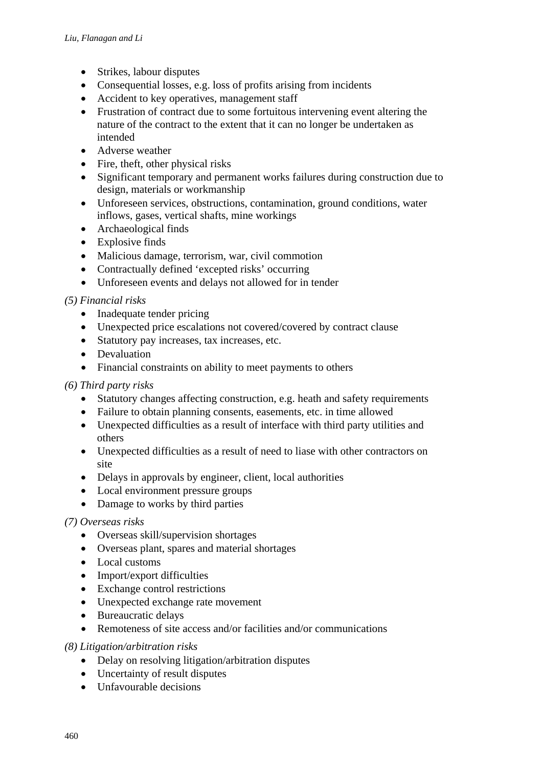- Strikes, labour disputes
- Consequential losses, e.g. loss of profits arising from incidents
- Accident to key operatives, management staff
- Frustration of contract due to some fortuitous intervening event altering the nature of the contract to the extent that it can no longer be undertaken as intended
- Adverse weather
- Fire, theft, other physical risks
- Significant temporary and permanent works failures during construction due to design, materials or workmanship
- Unforeseen services, obstructions, contamination, ground conditions, water inflows, gases, vertical shafts, mine workings
- Archaeological finds
- Explosive finds
- Malicious damage, terrorism, war, civil commotion
- Contractually defined 'excepted risks' occurring
- Unforeseen events and delays not allowed for in tender

*(5) Financial risks*

- Inadequate tender pricing
- Unexpected price escalations not covered/covered by contract clause
- Statutory pay increases, tax increases, etc.
- Devaluation
- Financial constraints on ability to meet payments to others

*(6) Third party risks*

- Statutory changes affecting construction, e.g. heath and safety requirements
- Failure to obtain planning consents, easements, etc. in time allowed
- Unexpected difficulties as a result of interface with third party utilities and others
- Unexpected difficulties as a result of need to liase with other contractors on site
- Delays in approvals by engineer, client, local authorities
- Local environment pressure groups
- Damage to works by third parties

*(7) Overseas risks*

- Overseas skill/supervision shortages
- Overseas plant, spares and material shortages
- Local customs
- Import/export difficulties
- Exchange control restrictions
- Unexpected exchange rate movement
- Bureaucratic delays
- Remoteness of site access and/or facilities and/or communications

*(8) Litigation/arbitration risks*

- Delay on resolving litigation/arbitration disputes
- Uncertainty of result disputes
- Unfavourable decisions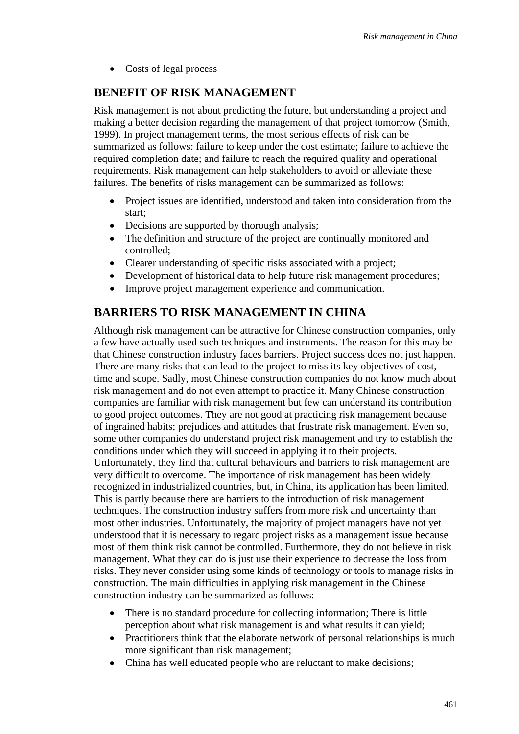- Costs of legal process

## BENEFIT OF RISK MANAGEMENT

Risk management is not about predicting the future, but understanding a project and making a better decision regarding the management of that project tomorrow (Smith, 1999). In project management terms, the most serious effects of risk can be summarized as follows: failure to keep under the cost estimate; failure to achieve the required completion date; and failure to reach the required quality and operational requirements. Risk management can help stakeholders to avoid or alleviate these failures. The benefits of risks management can be summarized as follows:

- Project issues are identified, understood and taken into consideration from the start;
- Decisions are supported by thorough analysis;
- The definition and structure of the project are continually monitored and controlled;
- Clearer understanding of specific risks associated with a project;
- Development of historical data to help future risk management procedures;
- Improve project management experience and communication.

## BARRIERS TO RISK MANAGEMENT IN CHINA

Although risk management can be attractive for Chinese construction companies, only a few have actually used such techniques and instruments. The reason for this may be that Chinese construction industry faces barriers. Project success does not just happen. There are many risks that can lead to the project to miss its key objectives of cost, time and scope. Sadly, most Chinese construction companies do not know much about risk management and do not even attempt to practice it. Many Chinese construction companies are familiar with risk management but few can understand its contribution to good project outcomes. They are not good at practicing risk management because of ingrained habits; prejudices and attitudes that frustrate risk management. Even so, some other companies do understand project risk management and try to establish the conditions under which they will succeed in applying it to their projects. Unfortunately, they find that cultural behaviours and barriers to risk management are very difficult to overcome. The importance of risk management has been widely recognized in industrialized countries, but, in China, its application has been limited. This is partly because there are barriers to the introduction of risk management techniques. The construction industry suffers from more risk and uncertainty than most other industries. Unfortunately, the majority of project managers have not yet understood that it is necessary to regard project risks as a management issue because most of them think risk cannot be controlled. Furthermore, they do not believe in risk management. What they can do is just use their experience to decrease the loss from risks. They never consider using some kinds of technology or tools to manage risks in construction. The main difficulties in applying risk management in the Chinese construction industry can be summarized as follows:

- There is no standard procedure for collecting information; There is little perception about what risk management is and what results it can yield;
- Practitioners think that the elaborate network of personal relationships is much more significant than risk management;
- China has well educated people who are reluctant to make decisions;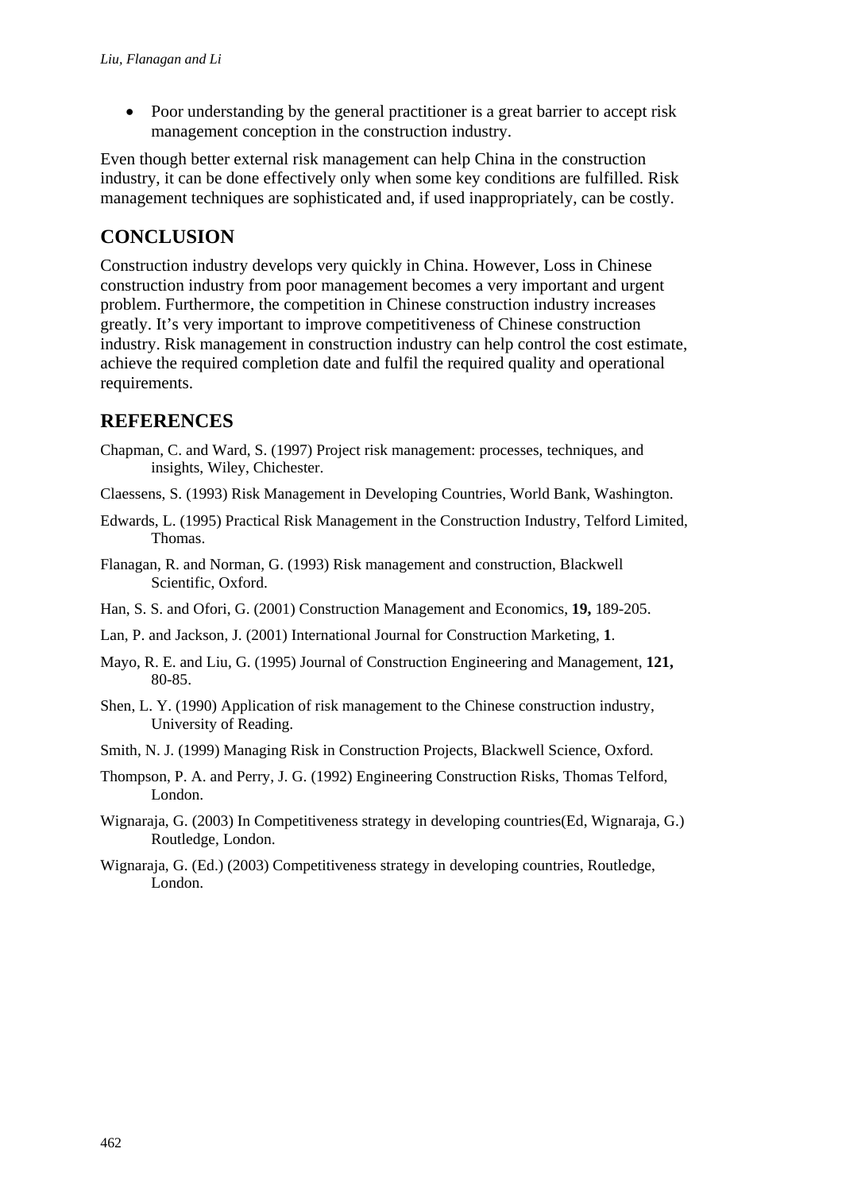- Poor understanding by the general practitioner is a great barrier to accept risk management conception in the construction industry.

Even though better external risk management can help China in the construction industry, it can be done effectively only when some key conditions are fulfilled. Risk management techniques are sophisticated and, if used inappropriately, can be costly.

## CONCLUSION

Construction industry develops very quickly in China. However, Loss in Chinese construction industry from poor management becomes a very important and urgent problem. Furthermore, the competition in Chinese construction industry increases greatly. It's very important to improve competitiveness of Chinese construction industry. Risk management in construction industry can help control the cost estimate, achieve the required completion date and fulfil the required quality and operational requirements.

## REFERENCES

Chapman, C. and Ward, S. (1997) Project risk management: processes, techniques, and insights, Wiley, Chichester.

Claessens, S. (1993) Risk Management in Developing Countries, World Bank, Washington.

Edwards, L. (1995) Practical Risk Management in the Construction Industry, Telford Limited, Thomas.

Flanagan, R. and Norman, G. (1993) Risk management and construction, Blackwell Scientific, Oxford.

Han, S. S. and Ofori, G. (2001) Construction Management and Economics, **19,** 189-205.

Lan, P. and Jackson, J. (2001) International Journal for Construction Marketing, **1**.

Mayo, R. E. and Liu, G. (1995) Journal of Construction Engineering and Management, **121,** 80-85.

Shen, L. Y. (1990) Application of risk management to the Chinese construction industry, University of Reading.

Smith, N. J. (1999) Managing Risk in Construction Projects, Blackwell Science, Oxford.

Thompson, P. A. and Perry, J. G. (1992) Engineering Construction Risks, Thomas Telford, London.

Wignaraja, G. (2003) In Competitiveness strategy in developing countries(Ed, Wignaraja, G.) Routledge, London.

Wignaraja, G. (Ed.) (2003) Competitiveness strategy in developing countries, Routledge, London.